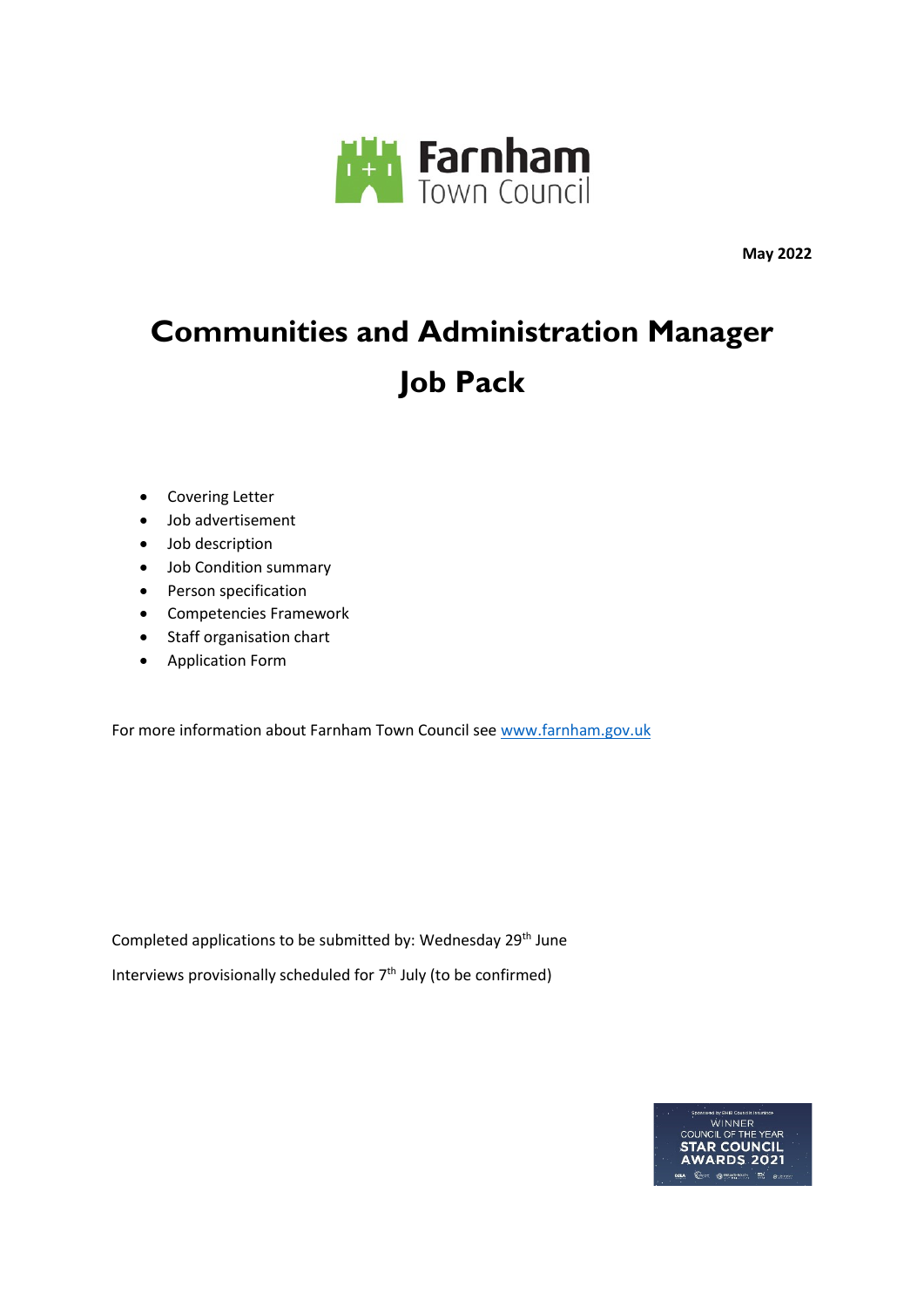Farnham Town Council

**May 2022**

# Communities and Administration Manager Job Pack

- Covering Letter
- Job advertisement
- Job description
- Job Condition summary
- Person specification
- Competencies Framework
- Staff organisation chart
- Application Form

For more information about Farnham Town Council see www.farnham.gov.uk

Completed applications to be submitted by: Wednesday 29th June

Interviews provisionally scheduled for 7th July (to be confirmed)

WINNER COUNCIL OF THE YEAR STAR COUNCIL AWARDS 2021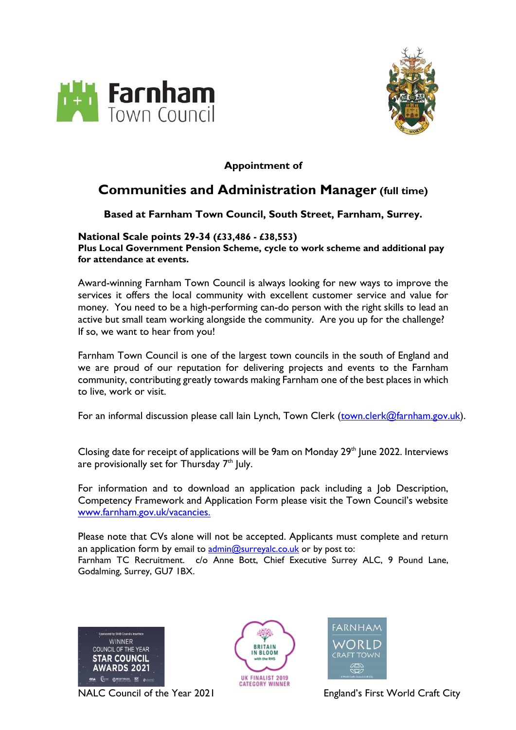**Appointment of**

# Communities and Administration Manager (full time)

**Based at Farnham Town Council, South Street, Farnham, Surrey.**

**National Scale points 29-34 (£33,486 - £38,553)**
**Plus Local Government Pension Scheme, cycle to work scheme and additional pay for attendance at events.**

Award-winning Farnham Town Council is always looking for new ways to improve the services it offers the local community with excellent customer service and value for money. You need to be a high-performing can-do person with the right skills to lead an active but small team working alongside the community. Are you up for the challenge? If so, we want to hear from you!

Farnham Town Council is one of the largest town councils in the south of England and we are proud of our reputation for delivering projects and events to the Farnham community, contributing greatly towards making Farnham one of the best places in which to live, work or visit.

For an informal discussion please call Iain Lynch, Town Clerk (town.clerk@farnham.gov.uk).

Closing date for receipt of applications will be 9am on Monday 29th June 2022. Interviews are provisionally set for Thursday 7th July.

For information and to download an application pack including a Job Description, Competency Framework and Application Form please visit the Town Council's website www.farnham.gov.uk/vacancies.

Please note that CVs alone will not be accepted. Applicants must complete and return an application form by email to admin@surreyalc.co.uk or by post to:
Farnham TC Recruitment. c/o Anne Bott, Chief Executive Surrey ALC, 9 Pound Lane, Godalming, Surrey, GU7 1BX.

NALC Council of the Year 2021

England's First World Craft City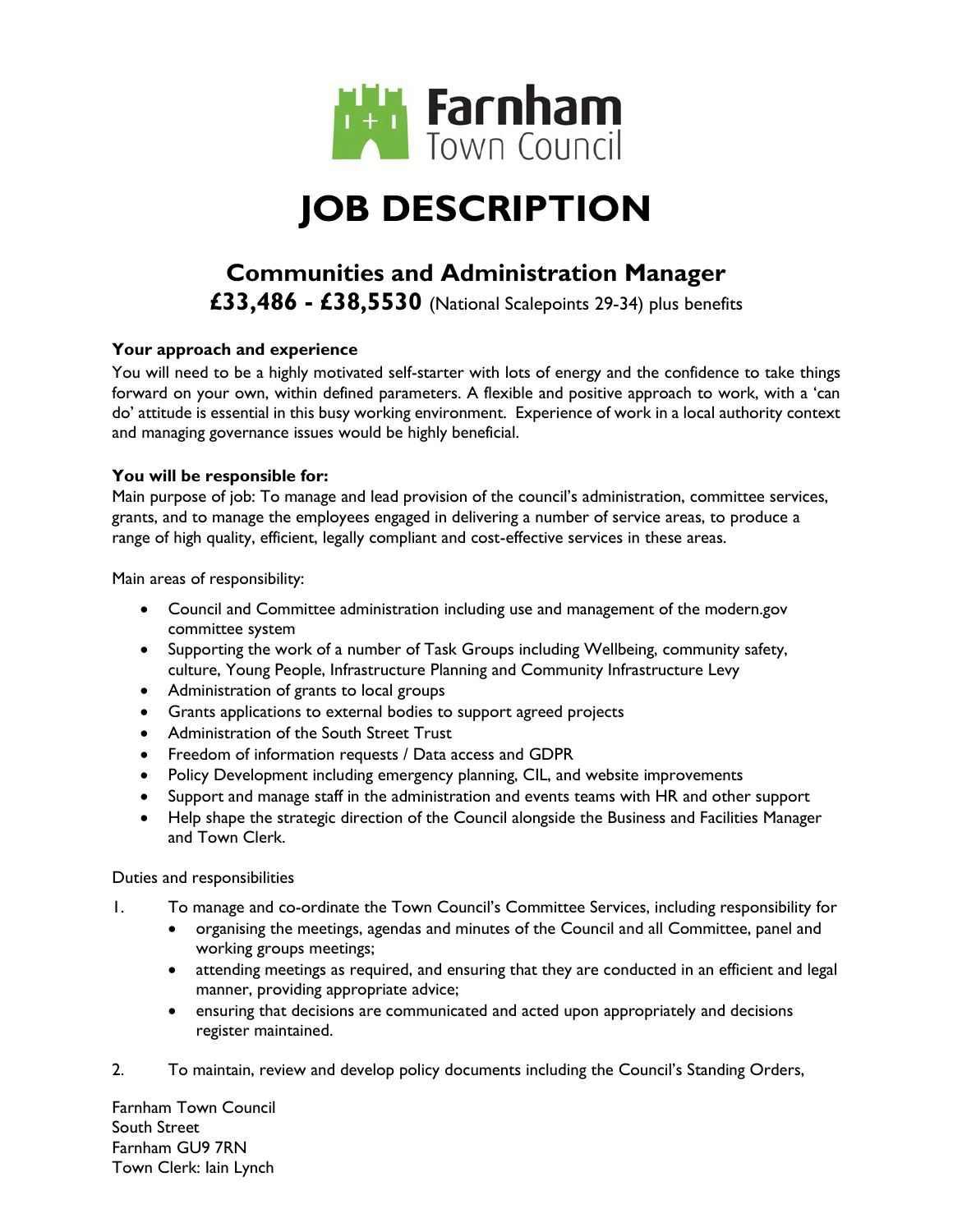# JOB DESCRIPTION

## Communities and Administration Manager

**£33,486 - £38,5530** (National Scalepoints 29-34) plus benefits

**Your approach and experience**

You will need to be a highly motivated self-starter with lots of energy and the confidence to take things forward on your own, within defined parameters. A flexible and positive approach to work, with a 'can do' attitude is essential in this busy working environment. Experience of work in a local authority context and managing governance issues would be highly beneficial.

**You will be responsible for:**

Main purpose of job: To manage and lead provision of the council's administration, committee services, grants, and to manage the employees engaged in delivering a number of service areas, to produce a range of high quality, efficient, legally compliant and cost-effective services in these areas.

Main areas of responsibility:

- Council and Committee administration including use and management of the modern.gov committee system
- Supporting the work of a number of Task Groups including Wellbeing, community safety, culture, Young People, Infrastructure Planning and Community Infrastructure Levy
- Administration of grants to local groups
- Grants applications to external bodies to support agreed projects
- Administration of the South Street Trust
- Freedom of information requests / Data access and GDPR
- Policy Development including emergency planning, CIL, and website improvements
- Support and manage staff in the administration and events teams with HR and other support
- Help shape the strategic direction of the Council alongside the Business and Facilities Manager and Town Clerk.

Duties and responsibilities

1. To manage and co-ordinate the Town Council's Committee Services, including responsibility for
   - organising the meetings, agendas and minutes of the Council and all Committee, panel and working groups meetings;
   - attending meetings as required, and ensuring that they are conducted in an efficient and legal manner, providing appropriate advice;
   - ensuring that decisions are communicated and acted upon appropriately and decisions register maintained.
2. To maintain, review and develop policy documents including the Council's Standing Orders,

Farnham Town Council
South Street
Farnham GU9 7RN
Town Clerk: Iain Lynch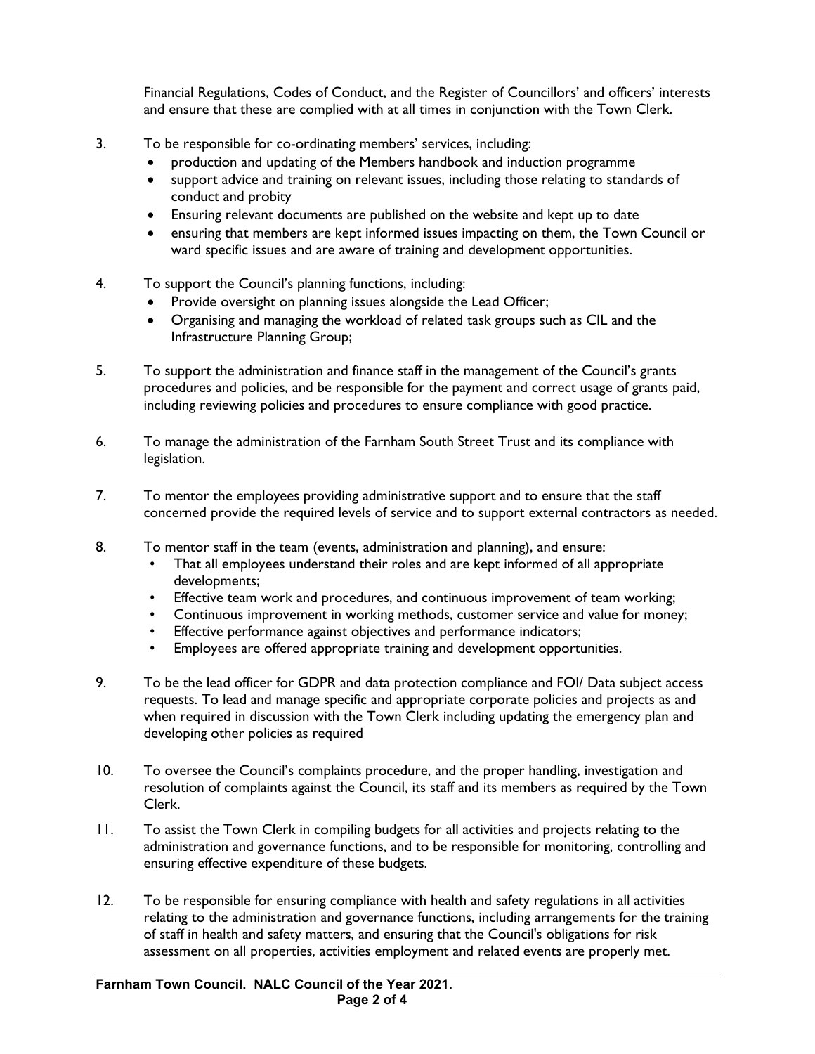Financial Regulations, Codes of Conduct, and the Register of Councillors' and officers' interests and ensure that these are complied with at all times in conjunction with the Town Clerk.

3. To be responsible for co-ordinating members' services, including:
   - production and updating of the Members handbook and induction programme
   - support advice and training on relevant issues, including those relating to standards of conduct and probity
   - Ensuring relevant documents are published on the website and kept up to date
   - ensuring that members are kept informed issues impacting on them, the Town Council or ward specific issues and are aware of training and development opportunities.

4. To support the Council's planning functions, including:
   - Provide oversight on planning issues alongside the Lead Officer;
   - Organising and managing the workload of related task groups such as CIL and the Infrastructure Planning Group;

5. To support the administration and finance staff in the management of the Council's grants procedures and policies, and be responsible for the payment and correct usage of grants paid, including reviewing policies and procedures to ensure compliance with good practice.

6. To manage the administration of the Farnham South Street Trust and its compliance with legislation.

7. To mentor the employees providing administrative support and to ensure that the staff concerned provide the required levels of service and to support external contractors as needed.

8. To mentor staff in the team (events, administration and planning), and ensure:
   - That all employees understand their roles and are kept informed of all appropriate developments;
   - Effective team work and procedures, and continuous improvement of team working;
   - Continuous improvement in working methods, customer service and value for money;
   - Effective performance against objectives and performance indicators;
   - Employees are offered appropriate training and development opportunities.

9. To be the lead officer for GDPR and data protection compliance and FOI/ Data subject access requests. To lead and manage specific and appropriate corporate policies and projects as and when required in discussion with the Town Clerk including updating the emergency plan and developing other policies as required

10. To oversee the Council's complaints procedure, and the proper handling, investigation and resolution of complaints against the Council, its staff and its members as required by the Town Clerk.

11. To assist the Town Clerk in compiling budgets for all activities and projects relating to the administration and governance functions, and to be responsible for monitoring, controlling and ensuring effective expenditure of these budgets.

12. To be responsible for ensuring compliance with health and safety regulations in all activities relating to the administration and governance functions, including arrangements for the training of staff in health and safety matters, and ensuring that the Council's obligations for risk assessment on all properties, activities employment and related events are properly met.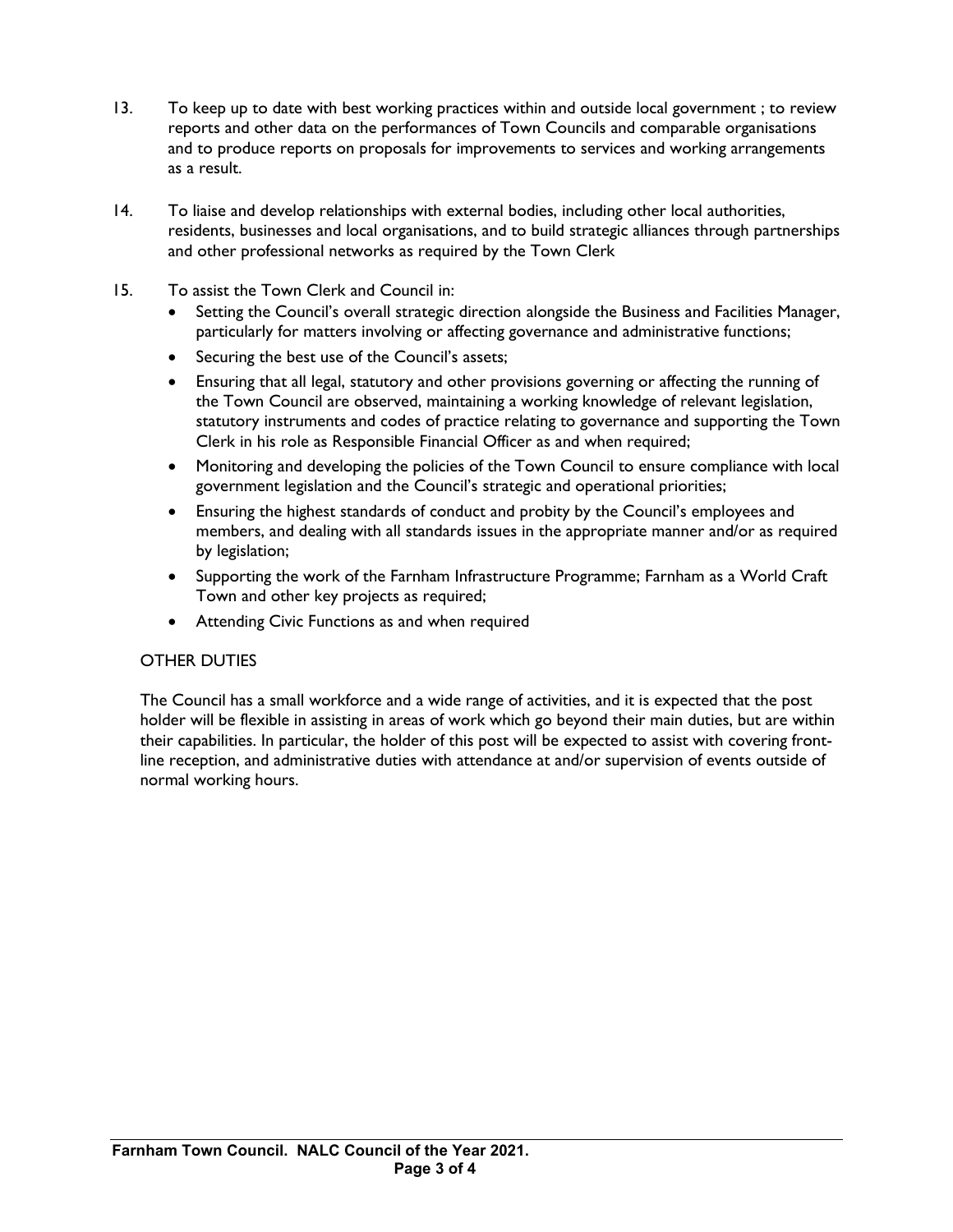13. To keep up to date with best working practices within and outside local government ; to review reports and other data on the performances of Town Councils and comparable organisations and to produce reports on proposals for improvements to services and working arrangements as a result.

14. To liaise and develop relationships with external bodies, including other local authorities, residents, businesses and local organisations, and to build strategic alliances through partnerships and other professional networks as required by the Town Clerk

15. To assist the Town Clerk and Council in:
    - Setting the Council's overall strategic direction alongside the Business and Facilities Manager, particularly for matters involving or affecting governance and administrative functions;
    - Securing the best use of the Council's assets;
    - Ensuring that all legal, statutory and other provisions governing or affecting the running of the Town Council are observed, maintaining a working knowledge of relevant legislation, statutory instruments and codes of practice relating to governance and supporting the Town Clerk in his role as Responsible Financial Officer as and when required;
    - Monitoring and developing the policies of the Town Council to ensure compliance with local government legislation and the Council's strategic and operational priorities;
    - Ensuring the highest standards of conduct and probity by the Council's employees and members, and dealing with all standards issues in the appropriate manner and/or as required by legislation;
    - Supporting the work of the Farnham Infrastructure Programme; Farnham as a World Craft Town and other key projects as required;
    - Attending Civic Functions as and when required

OTHER DUTIES

The Council has a small workforce and a wide range of activities, and it is expected that the post holder will be flexible in assisting in areas of work which go beyond their main duties, but are within their capabilities. In particular, the holder of this post will be expected to assist with covering front-line reception, and administrative duties with attendance at and/or supervision of events outside of normal working hours.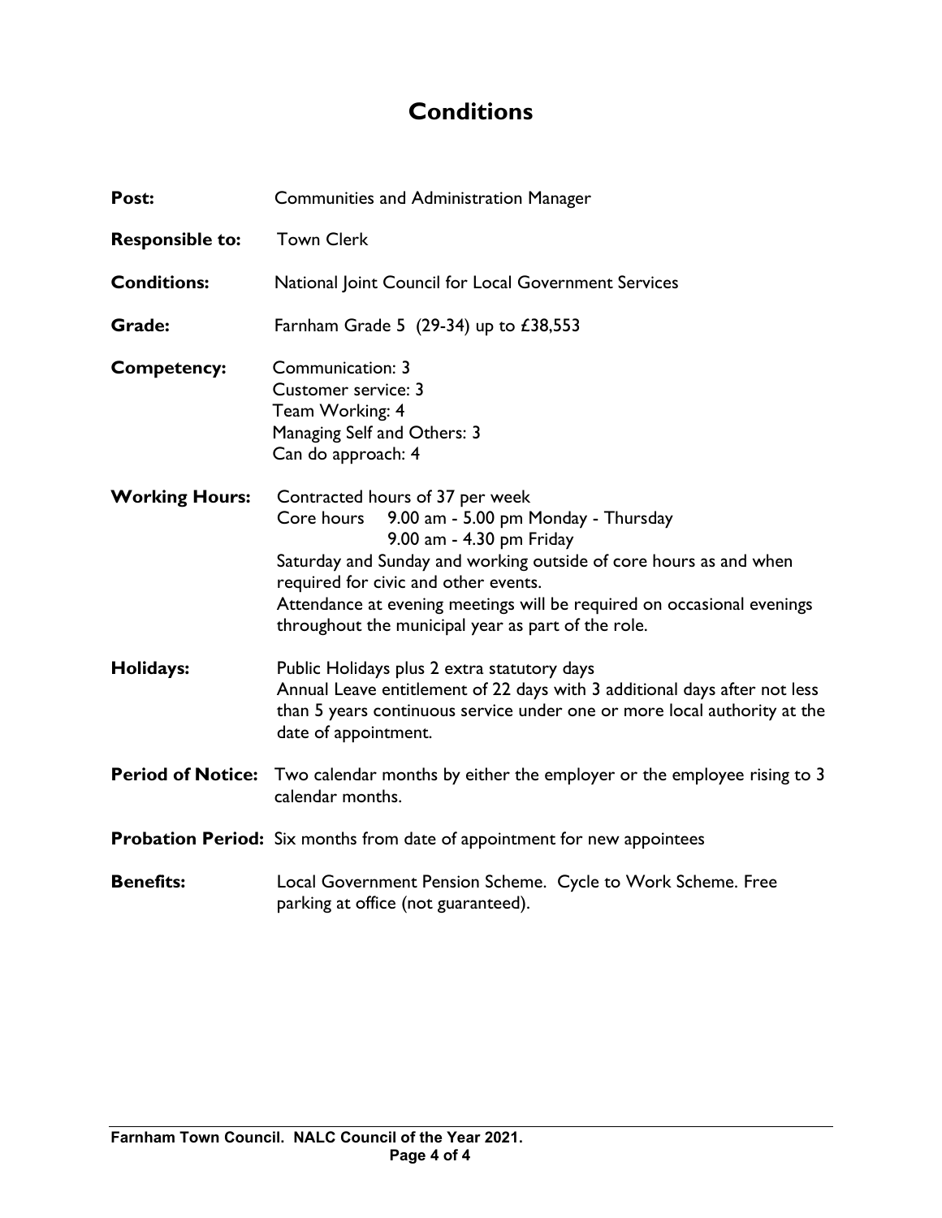# Conditions

**Post:** Communities and Administration Manager

**Responsible to:** Town Clerk

**Conditions:** National Joint Council for Local Government Services

**Grade:** Farnham Grade 5 (29-34) up to £38,553

**Competency:**
Communication: 3
Customer service: 3
Team Working: 4
Managing Self and Others: 3
Can do approach: 4

**Working Hours:**
Contracted hours of 37 per week
Core hours 9.00 am - 5.00 pm Monday - Thursday
9.00 am - 4.30 pm Friday
Saturday and Sunday and working outside of core hours as and when required for civic and other events.
Attendance at evening meetings will be required on occasional evenings throughout the municipal year as part of the role.

**Holidays:**
Public Holidays plus 2 extra statutory days
Annual Leave entitlement of 22 days with 3 additional days after not less than 5 years continuous service under one or more local authority at the date of appointment.

**Period of Notice:** Two calendar months by either the employer or the employee rising to 3 calendar months.

**Probation Period:** Six months from date of appointment for new appointees

**Benefits:** Local Government Pension Scheme. Cycle to Work Scheme. Free parking at office (not guaranteed).

**Farnham Town Council. NALC Council of the Year 2021.**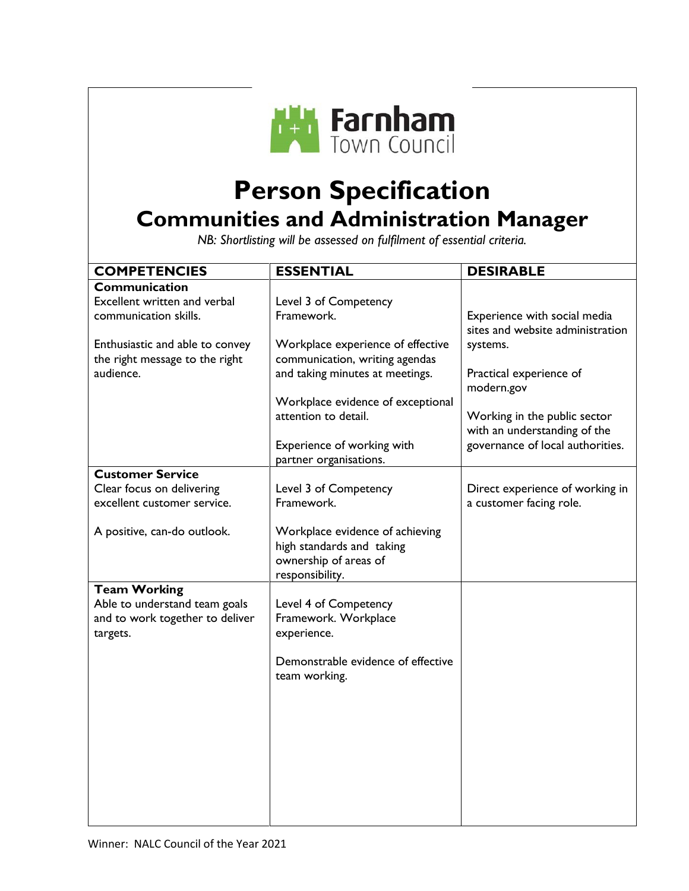Farnham Town Council

# Person Specification

## Communities and Administration Manager

*NB: Shortlisting will be assessed on fulfilment of essential criteria.*

| COMPETENCIES | ESSENTIAL | DESIRABLE |
|---|---|---|
| **Communication**<br>Excellent written and verbal communication skills.<br><br>Enthusiastic and able to convey the right message to the right audience. | Level 3 of Competency Framework.<br><br>Workplace experience of effective communication, writing agendas and taking minutes at meetings.<br><br>Workplace evidence of exceptional attention to detail.<br><br>Experience of working with partner organisations. | Experience with social media sites and website administration systems.<br><br>Practical experience of modern.gov<br><br>Working in the public sector with an understanding of the governance of local authorities. |
| **Customer Service**<br>Clear focus on delivering excellent customer service.<br><br>A positive, can-do outlook. | Level 3 of Competency Framework.<br><br>Workplace evidence of achieving high standards and taking ownership of areas of responsibility. | Direct experience of working in a customer facing role. |
| **Team Working**<br>Able to understand team goals and to work together to deliver targets. | Level 4 of Competency Framework. Workplace experience.<br><br>Demonstrable evidence of effective team working. | |

Winner: NALC Council of the Year 2021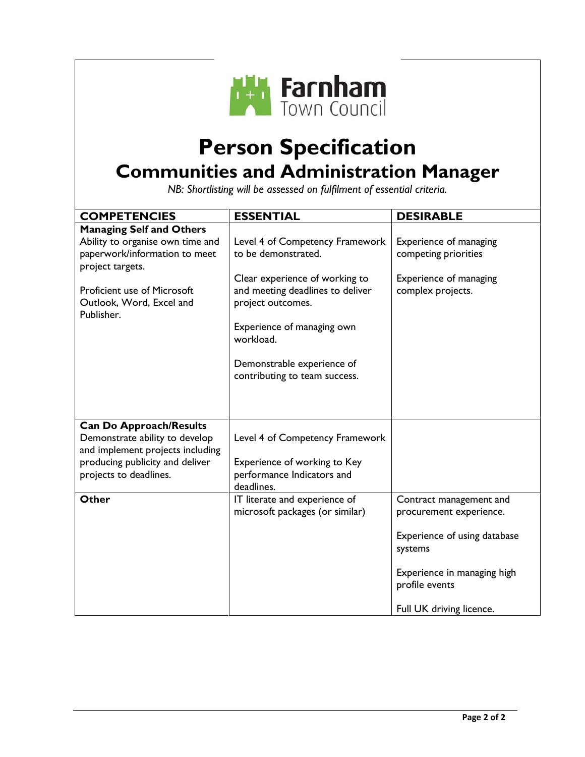Farnham Town Council

# Person Specification

## Communities and Administration Manager

*NB: Shortlisting will be assessed on fulfilment of essential criteria.*

| COMPETENCIES | ESSENTIAL | DESIRABLE |
| --- | --- | --- |
| **Managing Self and Others**<br>Ability to organise own time and paperwork/information to meet project targets.<br><br>Proficient use of Microsoft Outlook, Word, Excel and Publisher. | Level 4 of Competency Framework to be demonstrated.<br><br>Clear experience of working to and meeting deadlines to deliver project outcomes.<br><br>Experience of managing own workload.<br><br>Demonstrable experience of contributing to team success. | Experience of managing competing priorities<br><br>Experience of managing complex projects. |
| **Can Do Approach/Results**<br>Demonstrate ability to develop and implement projects including producing publicity and deliver projects to deadlines. | Level 4 of Competency Framework<br><br>Experience of working to Key performance Indicators and deadlines. | |
| **Other** | IT literate and experience of microsoft packages (or similar) | Contract management and procurement experience.<br><br>Experience of using database systems<br><br>Experience in managing high profile events<br><br>Full UK driving licence. |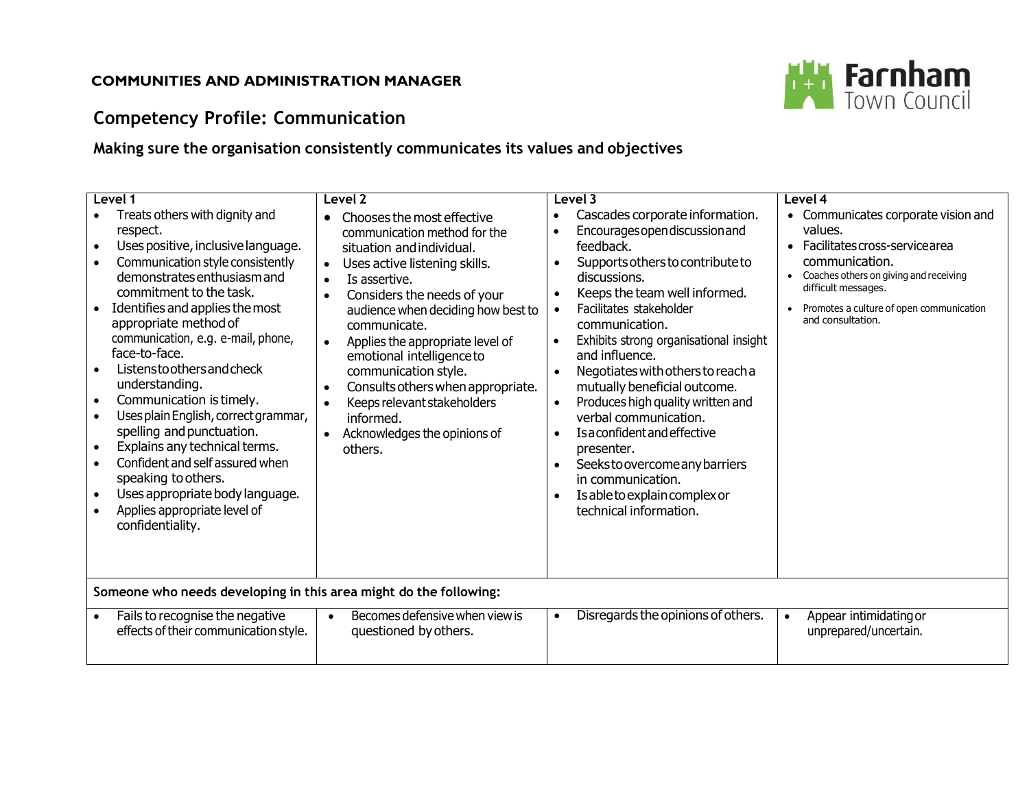**COMMUNITIES AND ADMINISTRATION MANAGER**

## Competency Profile: Communication

### Making sure the organisation consistently communicates its values and objectives

| Level 1 | Level 2 | Level 3 | Level 4 |
|---|---|---|---|
| • Treats others with dignity and respect.<br>• Uses positive, inclusive language.<br>• Communication style consistently demonstrates enthusiasm and commitment to the task.<br>• Identifies and applies the most appropriate method of communication, e.g. e-mail, phone, face-to-face.<br>• Listens to others and check understanding.<br>• Communication is timely.<br>• Uses plain English, correct grammar, spelling and punctuation.<br>• Explains any technical terms.<br>• Confident and self assured when speaking to others.<br>• Uses appropriate body language.<br>• Applies appropriate level of confidentiality. | • Chooses the most effective communication method for the situation and individual.<br>• Uses active listening skills.<br>• Is assertive.<br>• Considers the needs of your audience when deciding how best to communicate.<br>• Applies the appropriate level of emotional intelligence to communication style.<br>• Consults others when appropriate.<br>• Keeps relevant stakeholders informed.<br>• Acknowledges the opinions of others. | • Cascades corporate information.<br>• Encourages open discussion and feedback.<br>• Supports others to contribute to discussions.<br>• Keeps the team well informed.<br>• Facilitates stakeholder communication.<br>• Exhibits strong organisational insight and influence.<br>• Negotiates with others to reach a mutually beneficial outcome.<br>• Produces high quality written and verbal communication.<br>• Is a confident and effective presenter.<br>• Seeks to overcome any barriers in communication.<br>• Is able to explain complex or technical information. | • Communicates corporate vision and values.<br>• Facilitates cross-service area communication.<br>• Coaches others on giving and receiving difficult messages.<br>• Promotes a culture of open communication and consultation. |
| **Someone who needs developing in this area might do the following:** | | | |
| • Fails to recognise the negative effects of their communication style. | • Becomes defensive when view is questioned by others. | • Disregards the opinions of others. | • Appear intimidating or unprepared/uncertain. |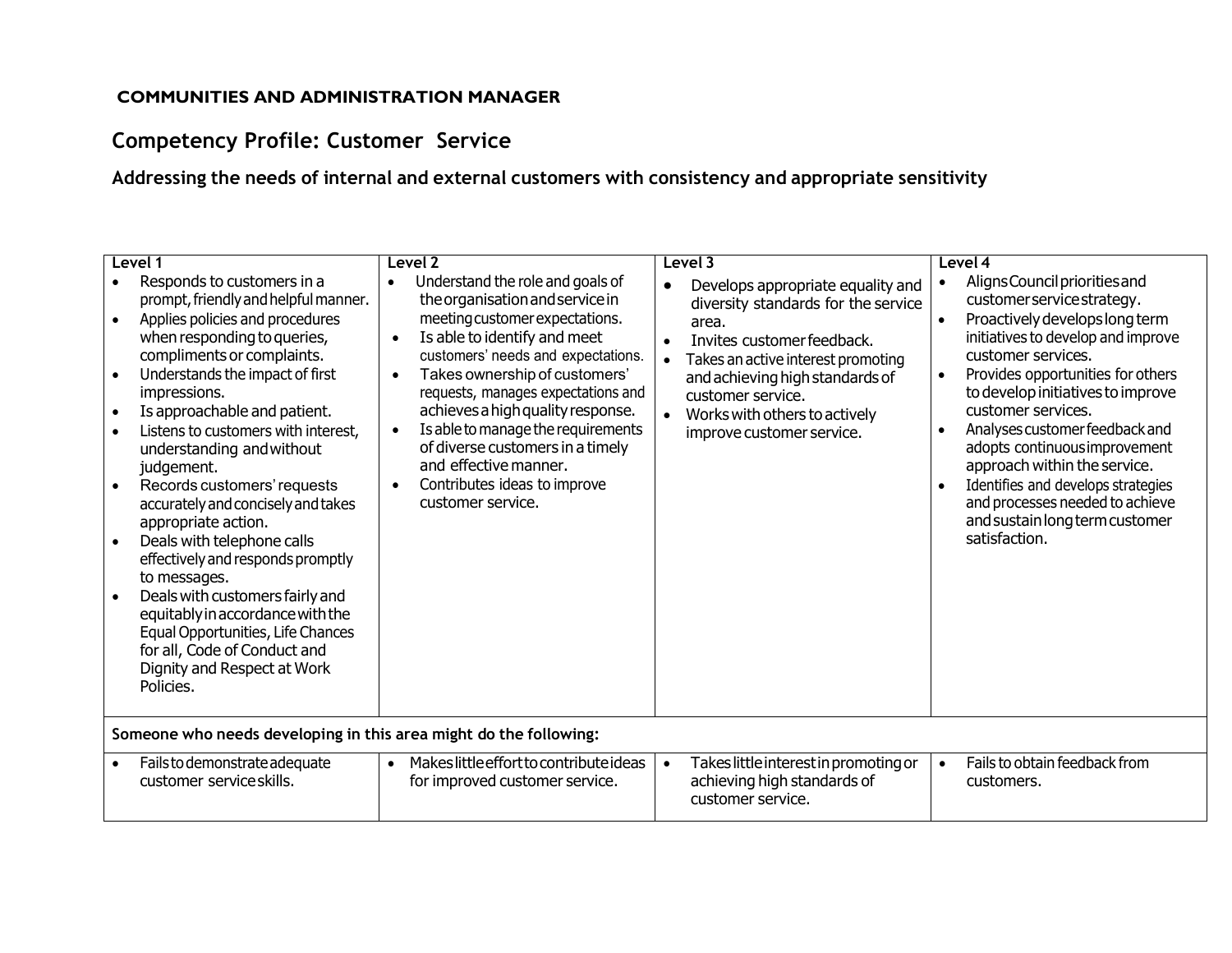**COMMUNITIES AND ADMINISTRATION MANAGER**

## Competency Profile: Customer Service

### Addressing the needs of internal and external customers with consistency and appropriate sensitivity

| Level 1 | Level 2 | Level 3 | Level 4 |
| --- | --- | --- | --- |
| • Responds to customers in a prompt, friendly and helpful manner.<br>• Applies policies and procedures when responding to queries, compliments or complaints.<br>• Understands the impact of first impressions.<br>• Is approachable and patient.<br>• Listens to customers with interest, understanding and without judgement.<br>• Records customers' requests accurately and concisely and takes appropriate action.<br>• Deals with telephone calls effectively and responds promptly to messages.<br>• Deals with customers fairly and equitably in accordance with the Equal Opportunities, Life Chances for all, Code of Conduct and Dignity and Respect at Work Policies. | • Understand the role and goals of the organisation and service in meeting customer expectations.<br>• Is able to identify and meet customers' needs and expectations.<br>• Takes ownership of customers' requests, manages expectations and achieves a high quality response.<br>• Is able to manage the requirements of diverse customers in a timely and effective manner.<br>• Contributes ideas to improve customer service. | • Develops appropriate equality and diversity standards for the service area.<br>• Invites customer feedback.<br>• Takes an active interest promoting and achieving high standards of customer service.<br>• Works with others to actively improve customer service. | • Aligns Council priorities and customer service strategy.<br>• Proactively develops long term initiatives to develop and improve customer services.<br>• Provides opportunities for others to develop initiatives to improve customer services.<br>• Analyses customer feedback and adopts continuous improvement approach within the service.<br>• Identifies and develops strategies and processes needed to achieve and sustain long term customer satisfaction. |
| **Someone who needs developing in this area might do the following:** | | | |
| • Fails to demonstrate adequate customer service skills. | • Makes little effort to contribute ideas for improved customer service. | • Takes little interest in promoting or achieving high standards of customer service. | • Fails to obtain feedback from customers. |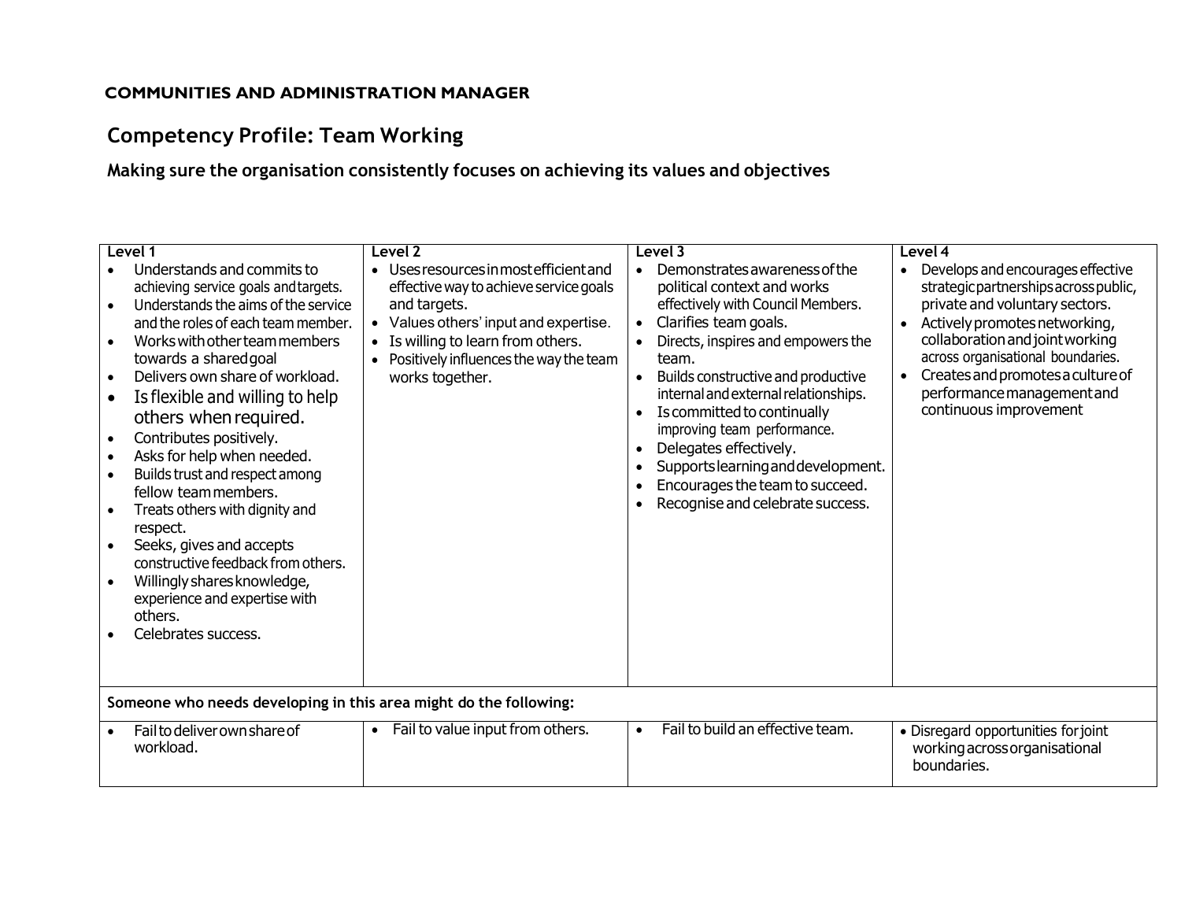**COMMUNITIES AND ADMINISTRATION MANAGER**

## Competency Profile: Team Working

### Making sure the organisation consistently focuses on achieving its values and objectives

| Level 1 | Level 2 | Level 3 | Level 4 |
|---|---|---|---|
| • Understands and commits to achieving service goals and targets.<br>• Understands the aims of the service and the roles of each team member.<br>• Works with other team members towards a shared goal<br>• Delivers own share of workload.<br>• Is flexible and willing to help others when required.<br>• Contributes positively.<br>• Asks for help when needed.<br>• Builds trust and respect among fellow team members.<br>• Treats others with dignity and respect.<br>• Seeks, gives and accepts constructive feedback from others.<br>• Willingly shares knowledge, experience and expertise with others.<br>• Celebrates success. | • Uses resources in most efficient and effective way to achieve service goals and targets.<br>• Values others' input and expertise.<br>• Is willing to learn from others.<br>• Positively influences the way the team works together. | • Demonstrates awareness of the political context and works effectively with Council Members.<br>• Clarifies team goals.<br>• Directs, inspires and empowers the team.<br>• Builds constructive and productive internal and external relationships.<br>• Is committed to continually improving team performance.<br>• Delegates effectively.<br>• Supports learning and development.<br>• Encourages the team to succeed.<br>• Recognise and celebrate success. | • Develops and encourages effective strategic partnerships across public, private and voluntary sectors.<br>• Actively promotes networking, collaboration and joint working across organisational boundaries.<br>• Creates and promotes a culture of performance management and continuous improvement |
| **Someone who needs developing in this area might do the following:** | | | |
| • Fail to deliver own share of workload. | • Fail to value input from others. | • Fail to build an effective team. | • Disregard opportunities for joint working across organisational boundaries. |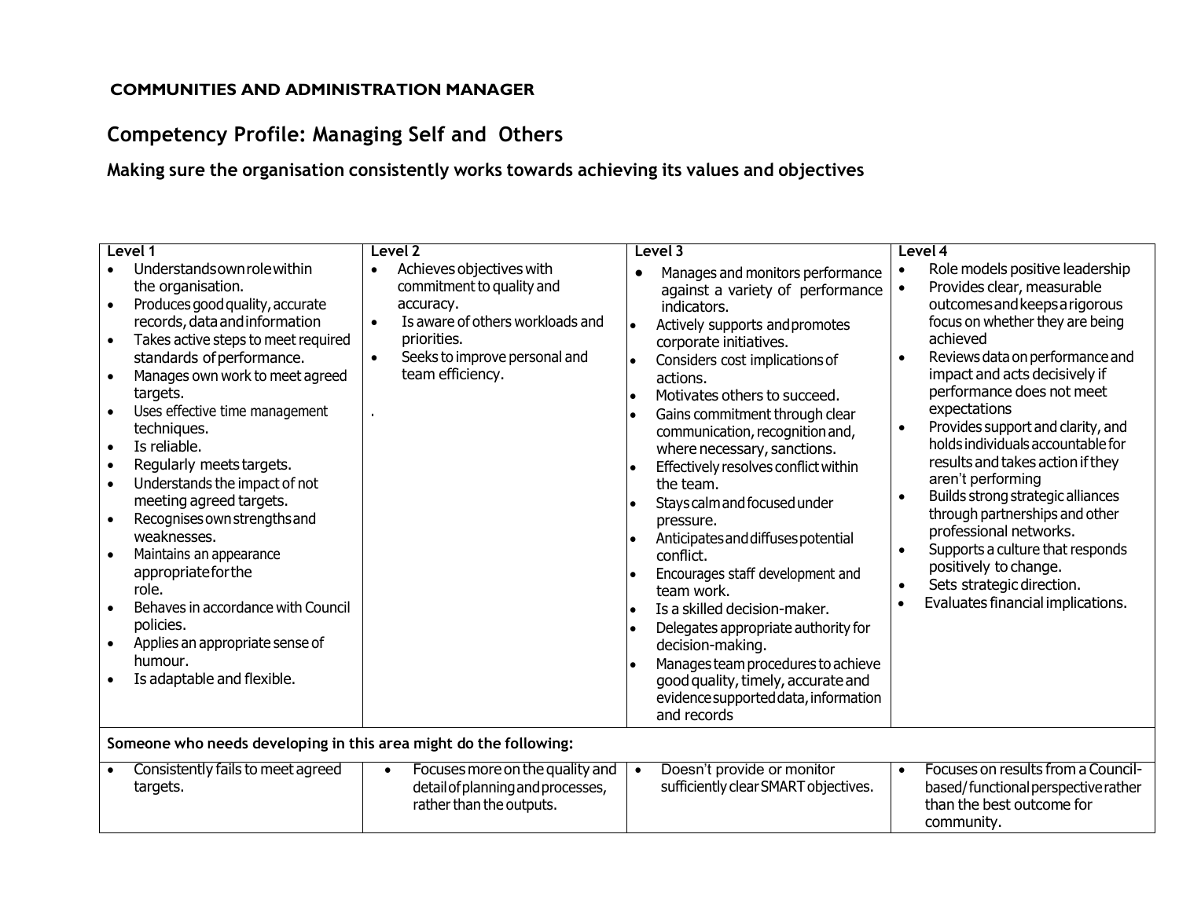**COMMUNITIES AND ADMINISTRATION MANAGER**

## Competency Profile: Managing Self and Others

### Making sure the organisation consistently works towards achieving its values and objectives

| Level 1 | Level 2 | Level 3 | Level 4 |
|---|---|---|---|
| • Understands own role within the organisation.<br>• Produces good quality, accurate records, data and information<br>• Takes active steps to meet required standards of performance.<br>• Manages own work to meet agreed targets.<br>• Uses effective time management techniques.<br>• Is reliable.<br>• Regularly meets targets.<br>• Understands the impact of not meeting agreed targets.<br>• Recognises own strengths and weaknesses.<br>• Maintains an appearance appropriate for the role.<br>• Behaves in accordance with Council policies.<br>• Applies an appropriate sense of humour.<br>• Is adaptable and flexible. | • Achieves objectives with commitment to quality and accuracy.<br>• Is aware of others workloads and priorities.<br>• Seeks to improve personal and team efficiency.<br>. | • Manages and monitors performance against a variety of performance indicators.<br>• Actively supports and promotes corporate initiatives.<br>• Considers cost implications of actions.<br>• Motivates others to succeed.<br>• Gains commitment through clear communication, recognition and, where necessary, sanctions.<br>• Effectively resolves conflict within the team.<br>• Stays calm and focused under pressure.<br>• Anticipates and diffuses potential conflict.<br>• Encourages staff development and team work.<br>• Is a skilled decision-maker.<br>• Delegates appropriate authority for decision-making.<br>• Manages team procedures to achieve good quality, timely, accurate and evidence supported data, information and records | • Role models positive leadership<br>• Provides clear, measurable outcomes and keeps a rigorous focus on whether they are being achieved<br>• Reviews data on performance and impact and acts decisively if performance does not meet expectations<br>• Provides support and clarity, and holds individuals accountable for results and takes action if they aren't performing<br>• Builds strong strategic alliances through partnerships and other professional networks.<br>• Supports a culture that responds positively to change.<br>• Sets strategic direction.<br>• Evaluates financial implications. |
| **Someone who needs developing in this area might do the following:** | | | |
| • Consistently fails to meet agreed targets. | • Focuses more on the quality and detail of planning and processes, rather than the outputs. | • Doesn't provide or monitor sufficiently clear SMART objectives. | • Focuses on results from a Council-based/functional perspective rather than the best outcome for community. |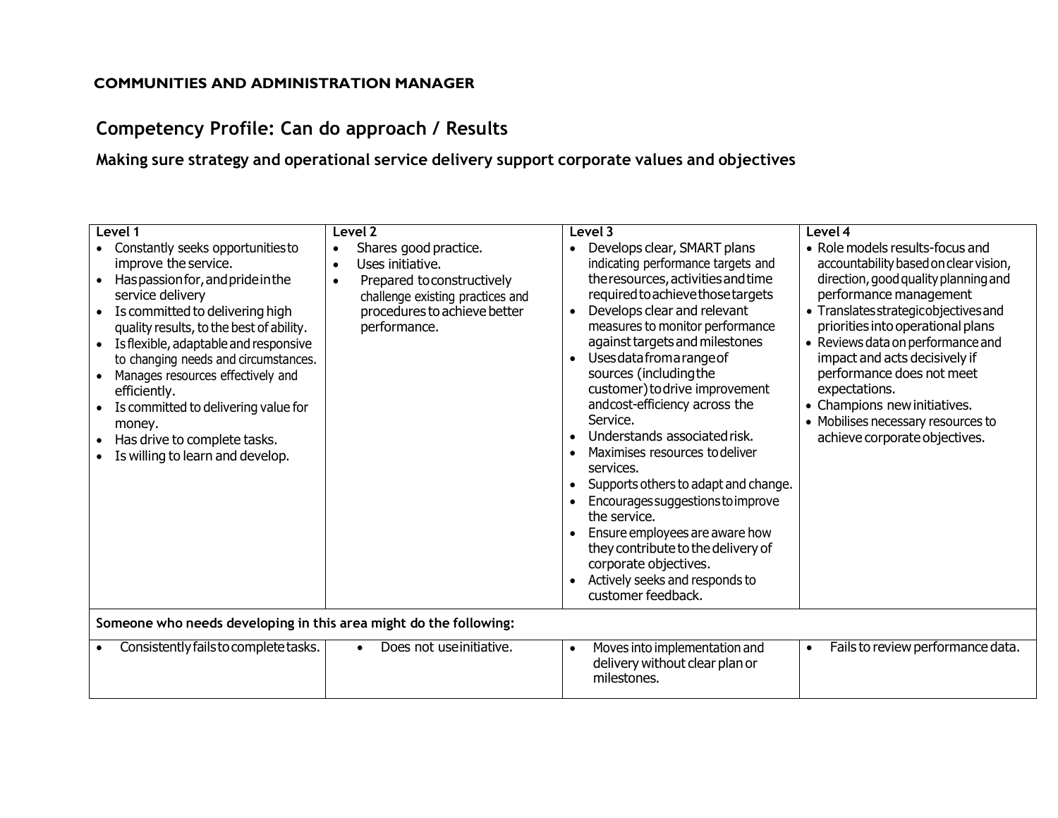**COMMUNITIES AND ADMINISTRATION MANAGER**

## Competency Profile: Can do approach / Results

### Making sure strategy and operational service delivery support corporate values and objectives

| Level 1 | Level 2 | Level 3 | Level 4 |
|---|---|---|---|
| • Constantly seeks opportunities to improve the service.<br>• Has passion for, and pride in the service delivery<br>• Is committed to delivering high quality results, to the best of ability.<br>• Is flexible, adaptable and responsive to changing needs and circumstances.<br>• Manages resources effectively and efficiently.<br>• Is committed to delivering value for money.<br>• Has drive to complete tasks.<br>• Is willing to learn and develop. | • Shares good practice.<br>• Uses initiative.<br>• Prepared to constructively challenge existing practices and procedures to achieve better performance. | • Develops clear, SMART plans indicating performance targets and the resources, activities and time required to achieve those targets<br>• Develops clear and relevant measures to monitor performance against targets and milestones<br>• Uses data from a range of sources (including the customer) to drive improvement and cost-efficiency across the Service.<br>• Understands associated risk.<br>• Maximises resources to deliver services.<br>• Supports others to adapt and change.<br>• Encourages suggestions to improve the service.<br>• Ensure employees are aware how they contribute to the delivery of corporate objectives.<br>• Actively seeks and responds to customer feedback. | • Role models results-focus and accountability based on clear vision, direction, good quality planning and performance management<br>• Translates strategic objectives and priorities into operational plans<br>• Reviews data on performance and impact and acts decisively if performance does not meet expectations.<br>• Champions new initiatives.<br>• Mobilises necessary resources to achieve corporate objectives. |
| **Someone who needs developing in this area might do the following:** | | | |
| • Consistently fails to complete tasks. | • Does not use initiative. | • Moves into implementation and delivery without clear plan or milestones. | • Fails to review performance data. |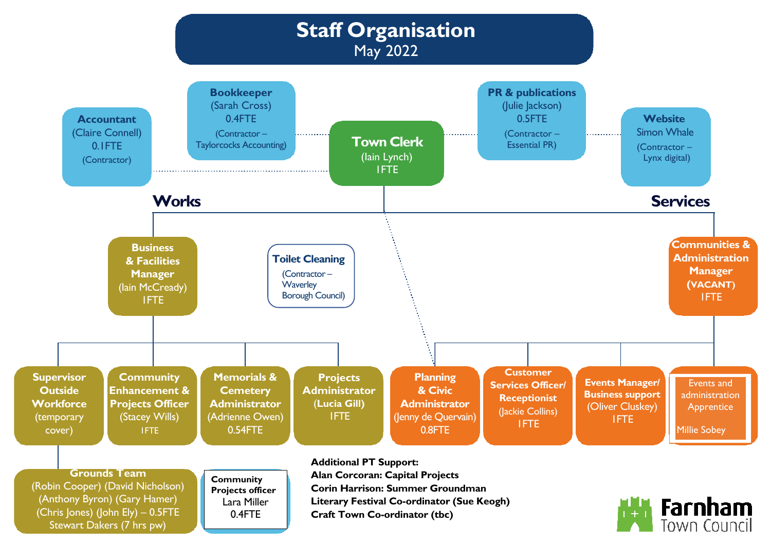# Staff Organisation

May 2022

**Accountant**
(Claire Connell)
0.1FTE
(Contractor)

**Bookkeeper**
(Sarah Cross)
0.4FTE
(Contractor – Taylorcocks Accounting)

**Town Clerk**
(Iain Lynch)
1FTE

**PR & publications**
(Julie Jackson)
0.5FTE
(Contractor – Essential PR)

**Website**
Simon Whale
(Contractor – Lynx digital)

## Works

**Business & Facilities Manager**
(Iain McCready)
1FTE

**Toilet Cleaning**
(Contractor – Waverley Borough Council)

**Supervisor Outside Workforce**
(temporary cover)

**Grounds Team**
(Robin Cooper) (David Nicholson)
(Anthony Byron) (Gary Hamer)
(Chris Jones) (John Ely) – 0.5FTE
Stewart Dakers (7 hrs pw)

**Community Enhancement & Projects Officer**
(Stacey Wills)
1FTE

**Community Projects officer**
Lara Miller
0.4FTE

**Memorials & Cemetery Administrator**
(Adrienne Owen)
0.54FTE

**Projects Administrator**
**(Lucia Gill)**
1FTE

## Services

**Communities & Administration Manager**
**(VACANT)**
1FTE

**Planning & Civic Administrator**
(Jenny de Quervain)
0.8FTE

**Customer Services Officer/ Receptionist**
(Jackie Collins)
1FTE

**Events Manager/ Business support**
(Oliver Cluskey)
1FTE

Events and administration Apprentice
Millie Sobey

**Additional PT Support:**
**Alan Corcoran: Capital Projects**
**Corin Harrison: Summer Groundman**
**Literary Festival Co-ordinator (Sue Keogh)**
**Craft Town Co-ordinator (tbc)**

Farnham Town Council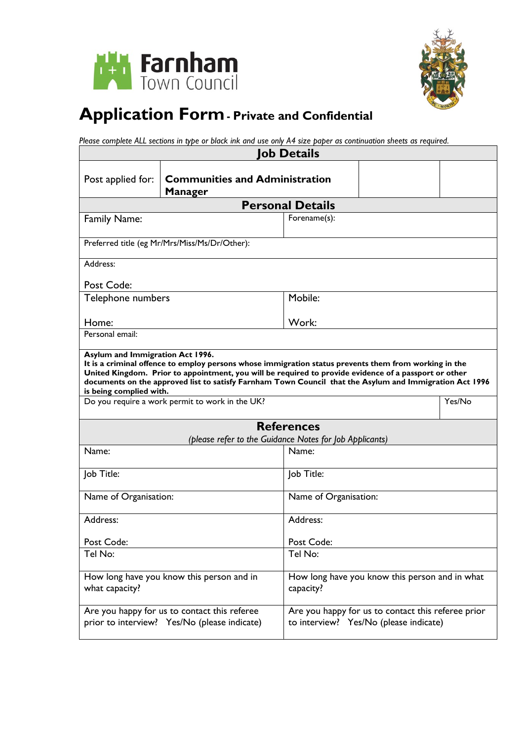# Application Form - Private and Confidential

*Please complete ALL sections in type or black ink and use only A4 size paper as continuation sheets as required.*

| **Job Details** | | | |
|---|---|---|---|
| Post applied for: | **Communities and Administration Manager** | | |

| **Personal Details** | |
|---|---|
| Family Name: | Forename(s): |
| Preferred title (eg Mr/Mrs/Miss/Ms/Dr/Other): | |
| Address:<br><br>Post Code: | |
| Telephone numbers<br><br>Home: | Mobile:<br><br>Work: |
| Personal email: | |
| **Asylum and Immigration Act 1996.**<br>**It is a criminal offence to employ persons whose immigration status prevents them from working in the United Kingdom. Prior to appointment, you will be required to provide evidence of a passport or other documents on the approved list to satisfy Farnham Town Council that the Asylum and Immigration Act 1996 is being complied with.** | |
| Do you require a work permit to work in the UK? | Yes/No |

| **References**<br>*(please refer to the Guidance Notes for Job Applicants)* | |
|---|---|
| Name: | Name: |
| Job Title: | Job Title: |
| Name of Organisation: | Name of Organisation: |
| Address:<br><br>Post Code: | Address:<br><br>Post Code: |
| Tel No: | Tel No: |
| How long have you know this person and in what capacity? | How long have you know this person and in what capacity? |
| Are you happy for us to contact this referee prior to interview? Yes/No (please indicate) | Are you happy for us to contact this referee prior to interview? Yes/No (please indicate) |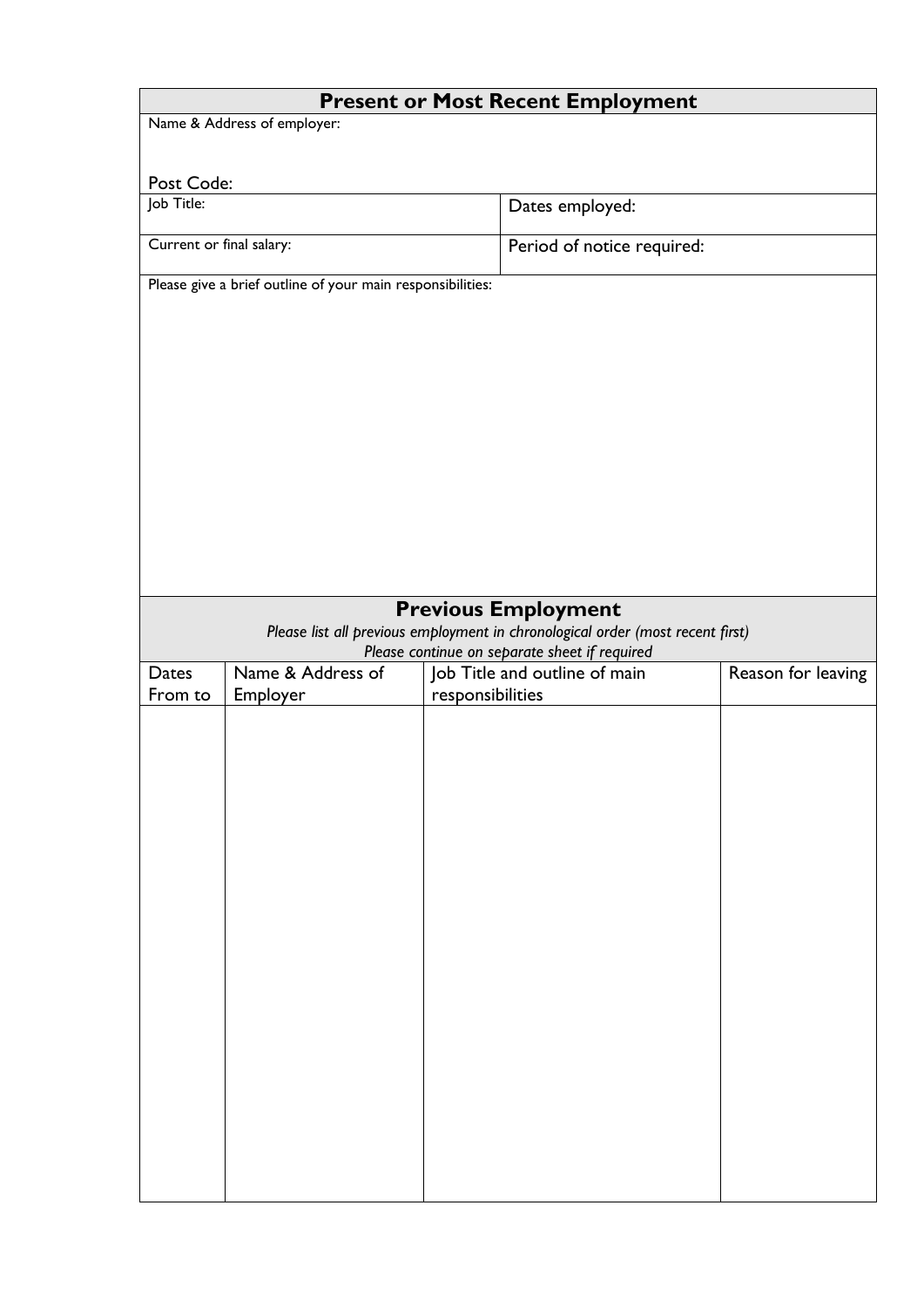## Present or Most Recent Employment

Name & Address of employer:

Post Code:

| | |
|---|---|
| Job Title: | Dates employed: |
| Current or final salary: | Period of notice required: |

Please give a brief outline of your main responsibilities:

## Previous Employment

*Please list all previous employment in chronological order (most recent first)*
*Please continue on separate sheet if required*

| Dates From to | Name & Address of Employer | Job Title and outline of main responsibilities | Reason for leaving |
|---|---|---|---|
| | | | |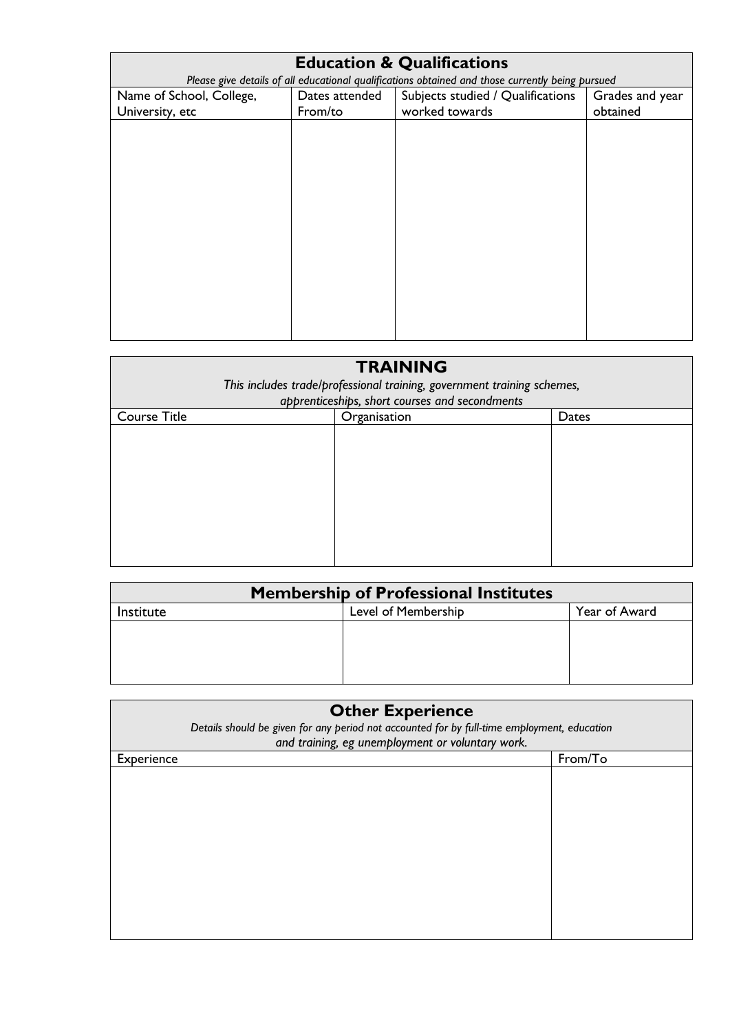## Education & Qualifications

*Please give details of all educational qualifications obtained and those currently being pursued*

| Name of School, College, University, etc | Dates attended From/to | Subjects studied / Qualifications worked towards | Grades and year obtained |
|---|---|---|---|
| | | | |

## TRAINING

*This includes trade/professional training, government training schemes, apprenticeships, short courses and secondments*

| Course Title | Organisation | Dates |
|---|---|---|
| | | |

## Membership of Professional Institutes

| Institute | Level of Membership | Year of Award |
|---|---|---|
| | | |

## Other Experience

*Details should be given for any period not accounted for by full-time employment, education and training, eg unemployment or voluntary work.*

| Experience | From/To |
|---|---|
| | |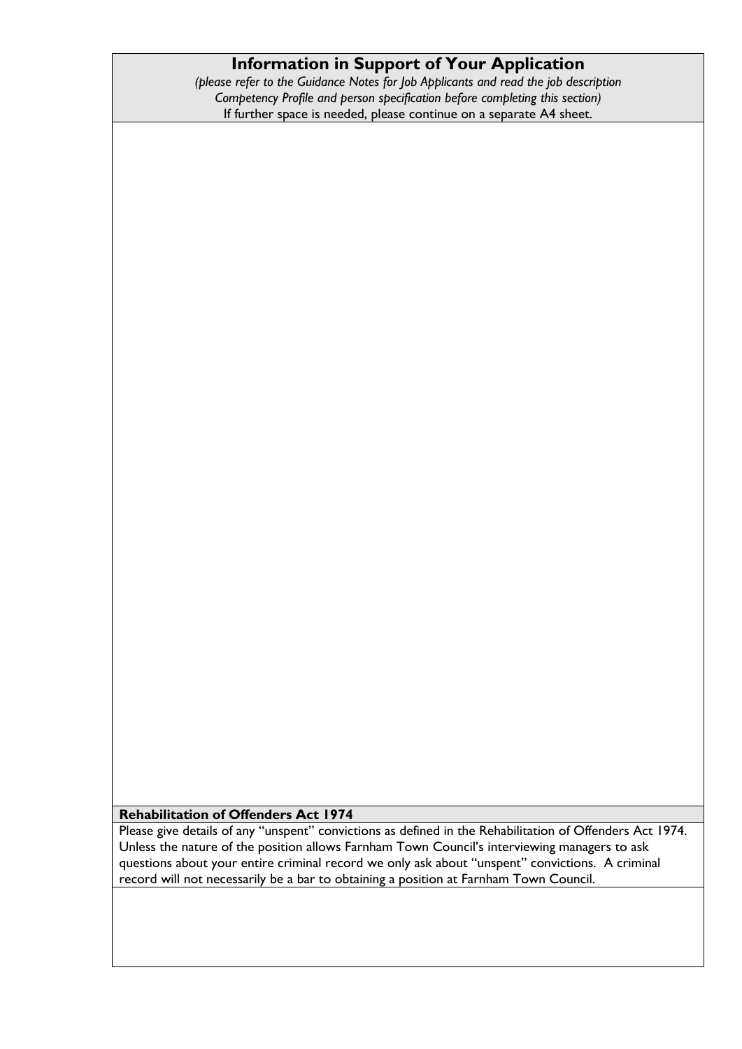## Information in Support of Your Application

*(please refer to the Guidance Notes for Job Applicants and read the job description Competency Profile and person specification before completing this section)*

If further space is needed, please continue on a separate A4 sheet.

**Rehabilitation of Offenders Act 1974**

Please give details of any "unspent" convictions as defined in the Rehabilitation of Offenders Act 1974. Unless the nature of the position allows Farnham Town Council's interviewing managers to ask questions about your entire criminal record we only ask about "unspent" convictions. A criminal record will not necessarily be a bar to obtaining a position at Farnham Town Council.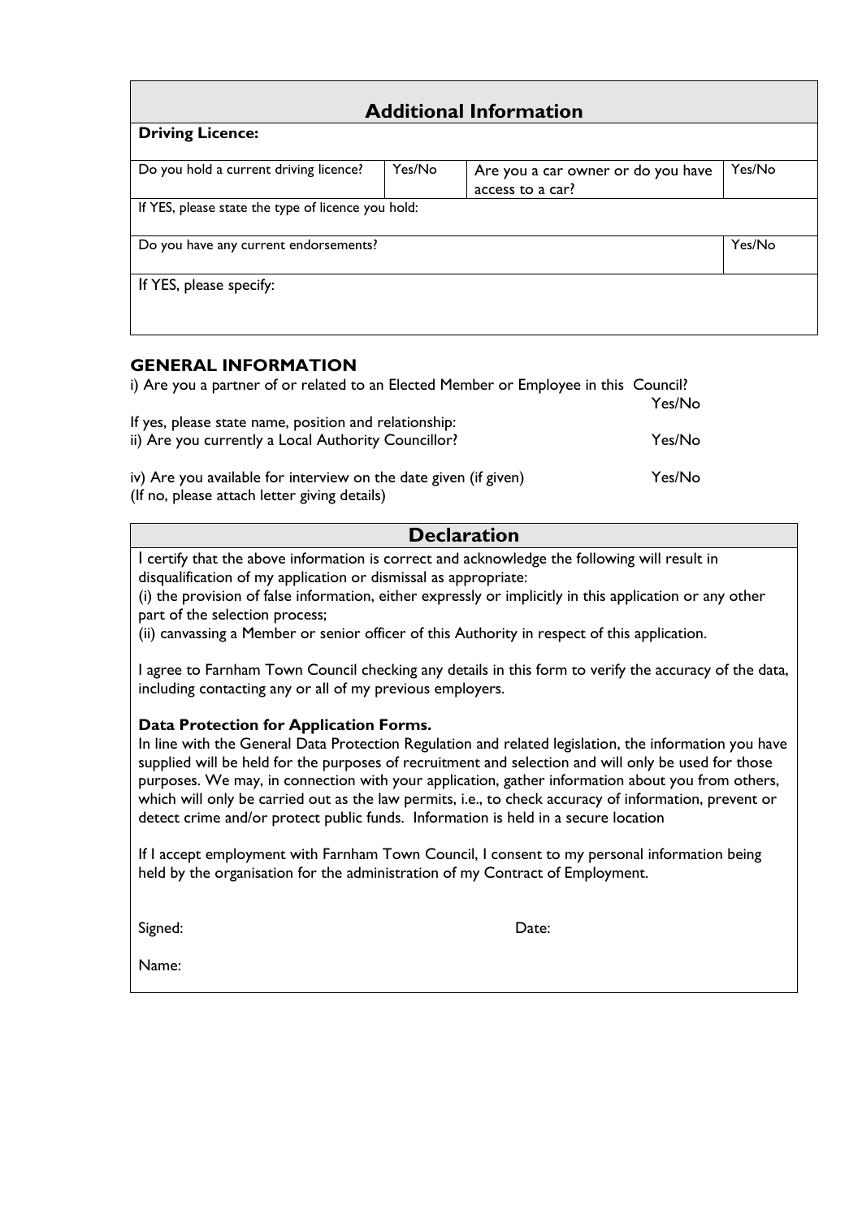## Additional Information

**Driving Licence:**

| | | | |
|---|---|---|---|
| Do you hold a current driving licence? | Yes/No | Are you a car owner or do you have access to a car? | Yes/No |
| If YES, please state the type of licence you hold: | | | |
| Do you have any current endorsements? | | | Yes/No |
| If YES, please specify: | | | |

## GENERAL INFORMATION

i) Are you a partner of or related to an Elected Member or Employee in this Council? Yes/No

If yes, please state name, position and relationship:

ii) Are you currently a Local Authority Councillor? Yes/No

iv) Are you available for interview on the date given (if given) Yes/No
(If no, please attach letter giving details)

## Declaration

I certify that the above information is correct and acknowledge the following will result in disqualification of my application or dismissal as appropriate:

(i) the provision of false information, either expressly or implicitly in this application or any other part of the selection process;

(ii) canvassing a Member or senior officer of this Authority in respect of this application.

I agree to Farnham Town Council checking any details in this form to verify the accuracy of the data, including contacting any or all of my previous employers.

**Data Protection for Application Forms.**

In line with the General Data Protection Regulation and related legislation, the information you have supplied will be held for the purposes of recruitment and selection and will only be used for those purposes. We may, in connection with your application, gather information about you from others, which will only be carried out as the law permits, i.e., to check accuracy of information, prevent or detect crime and/or protect public funds. Information is held in a secure location

If I accept employment with Farnham Town Council, I consent to my personal information being held by the organisation for the administration of my Contract of Employment.

Signed: Date:

Name: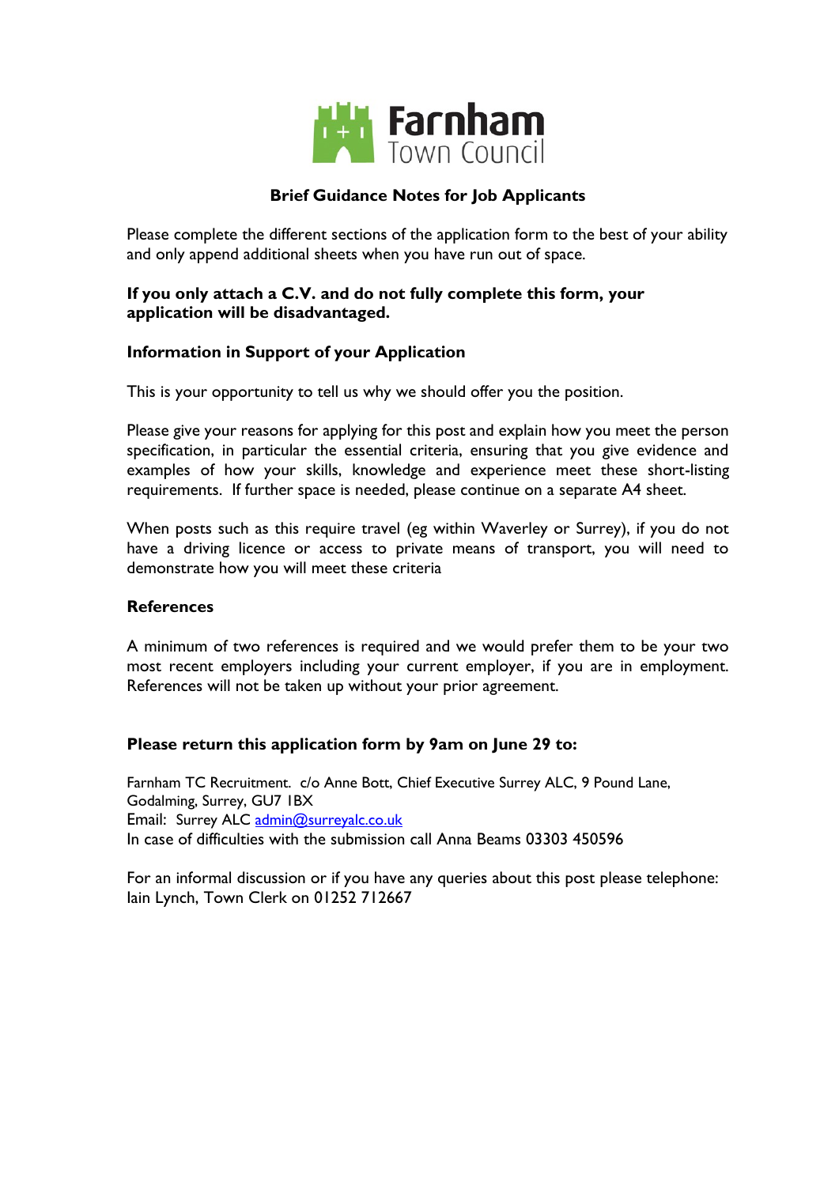Farnham Town Council

## Brief Guidance Notes for Job Applicants

Please complete the different sections of the application form to the best of your ability and only append additional sheets when you have run out of space.

**If you only attach a C.V. and do not fully complete this form, your application will be disadvantaged.**

### Information in Support of your Application

This is your opportunity to tell us why we should offer you the position.

Please give your reasons for applying for this post and explain how you meet the person specification, in particular the essential criteria, ensuring that you give evidence and examples of how your skills, knowledge and experience meet these short-listing requirements. If further space is needed, please continue on a separate A4 sheet.

When posts such as this require travel (eg within Waverley or Surrey), if you do not have a driving licence or access to private means of transport, you will need to demonstrate how you will meet these criteria

### References

A minimum of two references is required and we would prefer them to be your two most recent employers including your current employer, if you are in employment. References will not be taken up without your prior agreement.

### Please return this application form by 9am on June 29 to:

Farnham TC Recruitment. c/o Anne Bott, Chief Executive Surrey ALC, 9 Pound Lane, Godalming, Surrey, GU7 1BX
Email: Surrey ALC admin@surreyalc.co.uk
In case of difficulties with the submission call Anna Beams 03303 450596

For an informal discussion or if you have any queries about this post please telephone: Iain Lynch, Town Clerk on 01252 712667